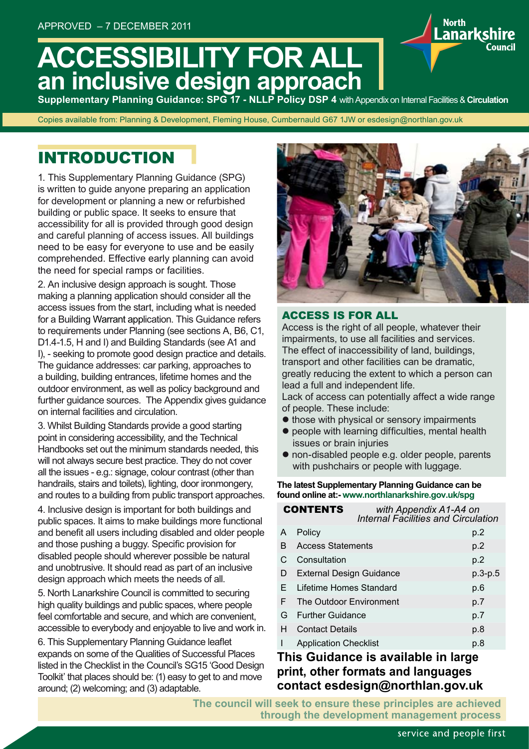APPROVED – 7 DECEMBER 2011

# ACCESSIBILITY FOR ALL
## an inclusive design approach

**Supplementary Planning Guidance: SPG 17 - NLLP Policy DSP 4** with Appendix on Internal Facilities & **Circulation**

Copies available from: Planning & Development, Fleming House, Cumbernauld G67 1JW or esdesign@northlan.gov.uk

## INTRODUCTION

1. This Supplementary Planning Guidance (SPG) is written to guide anyone preparing an application for development or planning a new or refurbished building or public space. It seeks to ensure that accessibility for all is provided through good design and careful planning of access issues. All buildings need to be easy for everyone to use and be easily comprehended. Effective early planning can avoid the need for special ramps or facilities.

2. An inclusive design approach is sought. Those making a planning application should consider all the access issues from the start, including what is needed for a Building Warrant application. This Guidance refers to requirements under Planning (see sections A, B6, C1, D1.4-1.5, H and I) and Building Standards (see A1 and I), - seeking to promote good design practice and details. The guidance addresses: car parking, approaches to a building, building entrances, lifetime homes and the outdoor environment, as well as policy background and further guidance sources. The Appendix gives guidance on internal facilities and circulation.

3. Whilst Building Standards provide a good starting point in considering accessibility, and the Technical Handbooks set out the minimum standards needed, this will not always secure best practice. They do not cover all the issues - e.g.: signage, colour contrast (other than handrails, stairs and toilets), lighting, door ironmongery, and routes to a building from public transport approaches.

4. Inclusive design is important for both buildings and public spaces. It aims to make buildings more functional and benefit all users including disabled and older people and those pushing a buggy. Specific provision for disabled people should wherever possible be natural and unobtrusive. It should read as part of an inclusive design approach which meets the needs of all.

5. North Lanarkshire Council is committed to securing high quality buildings and public spaces, where people feel comfortable and secure, and which are convenient, accessible to everybody and enjoyable to live and work in.

6. This Supplementary Planning Guidance leaflet expands on some of the Qualities of Successful Places listed in the Checklist in the Council's SG15 'Good Design Toolkit' that places should be: (1) easy to get to and move around; (2) welcoming; and (3) adaptable.

### ACCESS IS FOR ALL

Access is the right of all people, whatever their impairments, to use all facilities and services. The effect of inaccessibility of land, buildings, transport and other facilities can be dramatic, greatly reducing the extent to which a person can lead a full and independent life.

Lack of access can potentially affect a wide range of people. These include:

- those with physical or sensory impairments
- people with learning difficulties, mental health issues or brain injuries
- non-disabled people e.g. older people, parents with pushchairs or people with luggage.

**The latest Supplementary Planning Guidance can be found online at:- www.northlanarkshire.gov.uk/spg**

| **CONTENTS** | *with Appendix A1-A4 on Internal Facilities and Circulation* | |
|---|---|---|
| A | Policy | p.2 |
| B | Access Statements | p.2 |
| C | Consultation | p.2 |
| D | External Design Guidance | p.3-p.5 |
| E | Lifetime Homes Standard | p.6 |
| F | The Outdoor Environment | p.7 |
| G | Further Guidance | p.7 |
| H | Contact Details | p.8 |
| I | Application Checklist | p.8 |

**This Guidance is available in large print, other formats and languages contact esdesign@northlan.gov.uk**

**The council will seek to ensure these principles are achieved through the development management process**

service and people first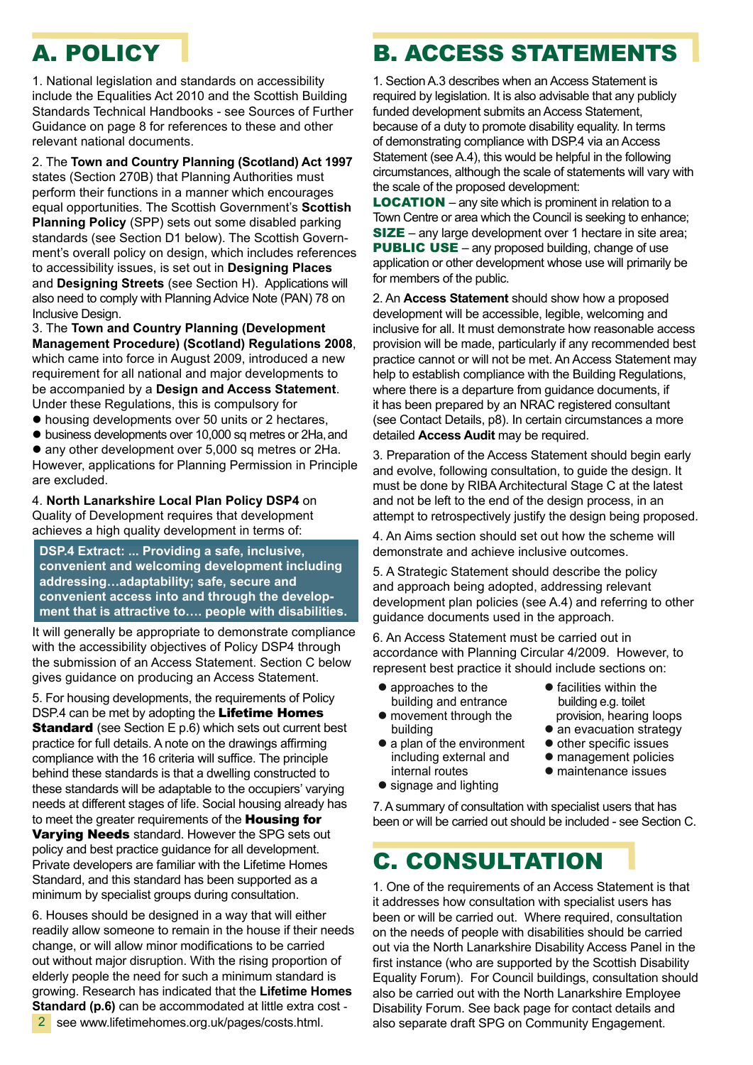# A. POLICY

1. National legislation and standards on accessibility include the Equalities Act 2010 and the Scottish Building Standards Technical Handbooks - see Sources of Further Guidance on page 8 for references to these and other relevant national documents.

2. The **Town and Country Planning (Scotland) Act 1997** states (Section 270B) that Planning Authorities must perform their functions in a manner which encourages equal opportunities. The Scottish Government's **Scottish Planning Policy** (SPP) sets out some disabled parking standards (see Section D1 below). The Scottish Government's overall policy on design, which includes references to accessibility issues, is set out in **Designing Places** and **Designing Streets** (see Section H). Applications will also need to comply with Planning Advice Note (PAN) 78 on Inclusive Design.

3. The **Town and Country Planning (Development Management Procedure) (Scotland) Regulations 2008**, which came into force in August 2009, introduced a new requirement for all national and major developments to be accompanied by a **Design and Access Statement**. Under these Regulations, this is compulsory for

- housing developments over 50 units or 2 hectares,
- business developments over 10,000 sq metres or 2Ha, and
- any other development over 5,000 sq metres or 2Ha.

However, applications for Planning Permission in Principle are excluded.

4. **North Lanarkshire Local Plan Policy DSP4** on Quality of Development requires that development achieves a high quality development in terms of:

> **DSP.4 Extract: ... Providing a safe, inclusive, convenient and welcoming development including addressing…adaptability; safe, secure and convenient access into and through the development that is attractive to…. people with disabilities.**

It will generally be appropriate to demonstrate compliance with the accessibility objectives of Policy DSP4 through the submission of an Access Statement. Section C below gives guidance on producing an Access Statement.

5. For housing developments, the requirements of Policy DSP.4 can be met by adopting the **Lifetime Homes Standard** (see Section E p.6) which sets out current best practice for full details. A note on the drawings affirming compliance with the 16 criteria will suffice. The principle behind these standards is that a dwelling constructed to these standards will be adaptable to the occupiers' varying needs at different stages of life. Social housing already has to meet the greater requirements of the **Housing for Varying Needs** standard. However the SPG sets out policy and best practice guidance for all development. Private developers are familiar with the Lifetime Homes Standard, and this standard has been supported as a minimum by specialist groups during consultation.

6. Houses should be designed in a way that will either readily allow someone to remain in the house if their needs change, or will allow minor modifications to be carried out without major disruption. With the rising proportion of elderly people the need for such a minimum standard is growing. Research has indicated that the **Lifetime Homes Standard (p.6)** can be accommodated at little extra cost - see www.lifetimehomes.org.uk/pages/costs.html.

# B. ACCESS STATEMENTS

1. Section A.3 describes when an Access Statement is required by legislation. It is also advisable that any publicly funded development submits an Access Statement, because of a duty to promote disability equality. In terms of demonstrating compliance with DSP.4 via an Access Statement (see A.4), this would be helpful in the following circumstances, although the scale of statements will vary with the scale of the proposed development:

**LOCATION** – any site which is prominent in relation to a Town Centre or area which the Council is seeking to enhance;
**SIZE** – any large development over 1 hectare in site area;
**PUBLIC USE** – any proposed building, change of use application or other development whose use will primarily be for members of the public.

2. An **Access Statement** should show how a proposed development will be accessible, legible, welcoming and inclusive for all. It must demonstrate how reasonable access provision will be made, particularly if any recommended best practice cannot or will not be met. An Access Statement may help to establish compliance with the Building Regulations, where there is a departure from guidance documents, if it has been prepared by an NRAC registered consultant (see Contact Details, p8). In certain circumstances a more detailed **Access Audit** may be required.

3. Preparation of the Access Statement should begin early and evolve, following consultation, to guide the design. It must be done by RIBA Architectural Stage C at the latest and not be left to the end of the design process, in an attempt to retrospectively justify the design being proposed.

4. An Aims section should set out how the scheme will demonstrate and achieve inclusive outcomes.

5. A Strategic Statement should describe the policy and approach being adopted, addressing relevant development plan policies (see A.4) and referring to other guidance documents used in the approach.

6. An Access Statement must be carried out in accordance with Planning Circular 4/2009. However, to represent best practice it should include sections on:

- approaches to the building and entrance
- movement through the building
- a plan of the environment including external and internal routes
- signage and lighting
- facilities within the building e.g. toilet provision, hearing loops
- an evacuation strategy
- other specific issues
- management policies
- maintenance issues

7. A summary of consultation with specialist users that has been or will be carried out should be included - see Section C.

# C. CONSULTATION

1. One of the requirements of an Access Statement is that it addresses how consultation with specialist users has been or will be carried out. Where required, consultation on the needs of people with disabilities should be carried out via the North Lanarkshire Disability Access Panel in the first instance (who are supported by the Scottish Disability Equality Forum). For Council buildings, consultation should also be carried out with the North Lanarkshire Employee Disability Forum. See back page for contact details and also separate draft SPG on Community Engagement.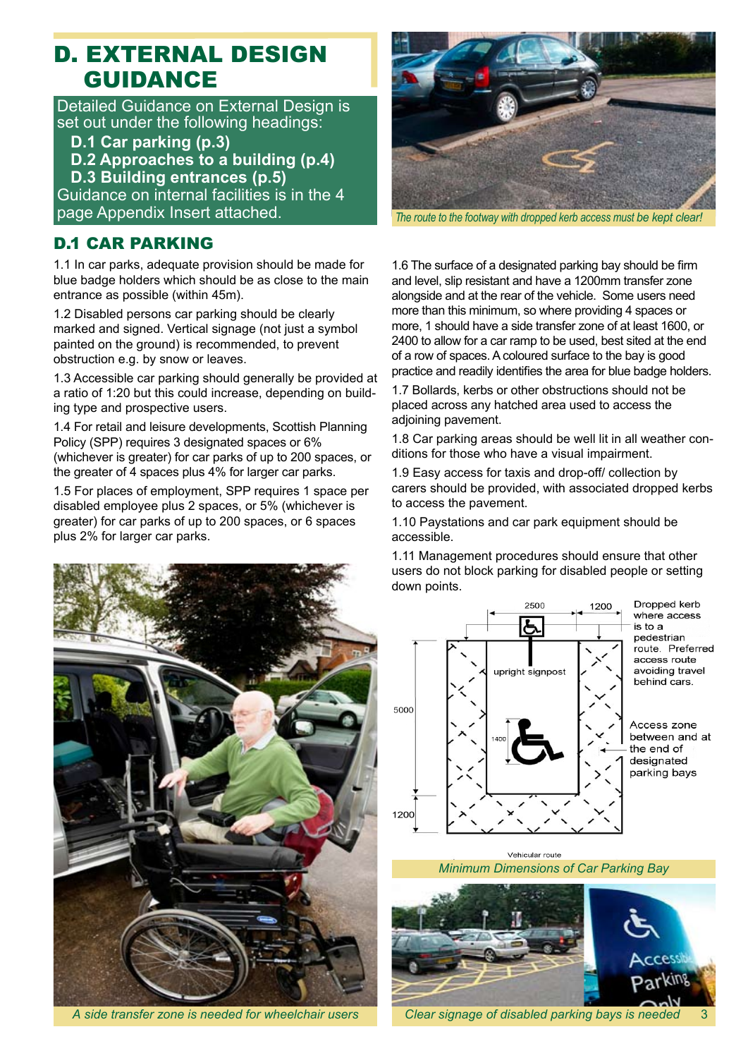# D. EXTERNAL DESIGN GUIDANCE

Detailed Guidance on External Design is set out under the following headings:

**D.1 Car parking (p.3)**
**D.2 Approaches to a building (p.4)**
**D.3 Building entrances (p.5)**

Guidance on internal facilities is in the 4 page Appendix Insert attached.

*The route to the footway with dropped kerb access must be kept clear!*

## D.1 CAR PARKING

1.1 In car parks, adequate provision should be made for blue badge holders which should be as close to the main entrance as possible (within 45m).

1.2 Disabled persons car parking should be clearly marked and signed. Vertical signage (not just a symbol painted on the ground) is recommended, to prevent obstruction e.g. by snow or leaves.

1.3 Accessible car parking should generally be provided at a ratio of 1:20 but this could increase, depending on building type and prospective users.

1.4 For retail and leisure developments, Scottish Planning Policy (SPP) requires 3 designated spaces or 6% (whichever is greater) for car parks of up to 200 spaces, or the greater of 4 spaces plus 4% for larger car parks.

1.5 For places of employment, SPP requires 1 space per disabled employee plus 2 spaces, or 5% (whichever is greater) for car parks of up to 200 spaces, or 6 spaces plus 2% for larger car parks.

*A side transfer zone is needed for wheelchair users*

1.6 The surface of a designated parking bay should be firm and level, slip resistant and have a 1200mm transfer zone alongside and at the rear of the vehicle. Some users need more than this minimum, so where providing 4 spaces or more, 1 should have a side transfer zone of at least 1600, or 2400 to allow for a car ramp to be used, best sited at the end of a row of spaces. A coloured surface to the bay is good practice and readily identifies the area for blue badge holders.

1.7 Bollards, kerbs or other obstructions should not be placed across any hatched area used to access the adjoining pavement.

1.8 Car parking areas should be well lit in all weather conditions for those who have a visual impairment.

1.9 Easy access for taxis and drop-off/ collection by carers should be provided, with associated dropped kerbs to access the pavement.

1.10 Paystations and car park equipment should be accessible.

1.11 Management procedures should ensure that other users do not block parking for disabled people or setting down points.

2500 | 1200 | 5000 | 1200 | 1400 | upright signpost | Vehicular route

Dropped kerb where access is to a pedestrian route. Preferred access route avoiding travel behind cars.

Access zone between and at the end of designated parking bays

*Minimum Dimensions of Car Parking Bay*

*Clear signage of disabled parking bays is needed*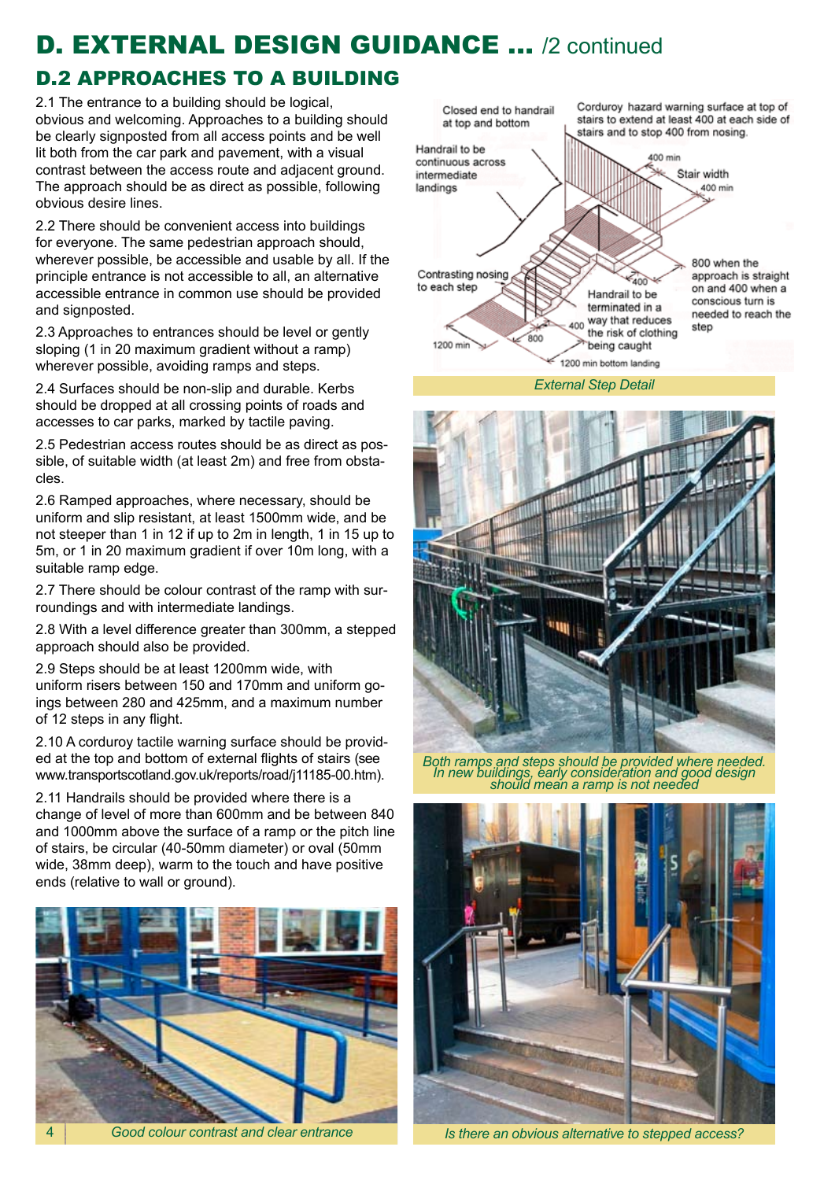# D. EXTERNAL DESIGN GUIDANCE ... /2 continued

## D.2 APPROACHES TO A BUILDING

2.1 The entrance to a building should be logical, obvious and welcoming. Approaches to a building should be clearly signposted from all access points and be well lit both from the car park and pavement, with a visual contrast between the access route and adjacent ground. The approach should be as direct as possible, following obvious desire lines.

2.2 There should be convenient access into buildings for everyone. The same pedestrian approach should, wherever possible, be accessible and usable by all. If the principle entrance is not accessible to all, an alternative accessible entrance in common use should be provided and signposted.

2.3 Approaches to entrances should be level or gently sloping (1 in 20 maximum gradient without a ramp) wherever possible, avoiding ramps and steps.

2.4 Surfaces should be non-slip and durable. Kerbs should be dropped at all crossing points of roads and accesses to car parks, marked by tactile paving.

2.5 Pedestrian access routes should be as direct as possible, of suitable width (at least 2m) and free from obstacles.

2.6 Ramped approaches, where necessary, should be uniform and slip resistant, at least 1500mm wide, and be not steeper than 1 in 12 if up to 2m in length, 1 in 15 up to 5m, or 1 in 20 maximum gradient if over 10m long, with a suitable ramp edge.

2.7 There should be colour contrast of the ramp with surroundings and with intermediate landings.

2.8 With a level difference greater than 300mm, a stepped approach should also be provided.

2.9 Steps should be at least 1200mm wide, with uniform risers between 150 and 170mm and uniform goings between 280 and 425mm, and a maximum number of 12 steps in any flight.

2.10 A corduroy tactile warning surface should be provided at the top and bottom of external flights of stairs (see www.transportscotland.gov.uk/reports/road/j11185-00.htm).

2.11 Handrails should be provided where there is a change of level of more than 600mm and be between 840 and 1000mm above the surface of a ramp or the pitch line of stairs, be circular (40-50mm diameter) or oval (50mm wide, 38mm deep), warm to the touch and have positive ends (relative to wall or ground).

*Good colour contrast and clear entrance*

Closed end to handrail at top and bottom

Corduroy hazard warning surface at top of stairs to extend at least 400 at each side of stairs and to stop 400 from nosing.

Handrail to be continuous across intermediate landings

400 min

Stair width 400 min

Contrasting nosing to each step

400

Handrail to be terminated in a way that reduces the risk of clothing being caught

800 when the approach is straight on and 400 when a conscious turn is needed to reach the step

400

800

1200 min

1200 min bottom landing

*External Step Detail*

*Both ramps and steps should be provided where needed. In new buildings, early consideration and good design should mean a ramp is not needed*

*Is there an obvious alternative to stepped access?*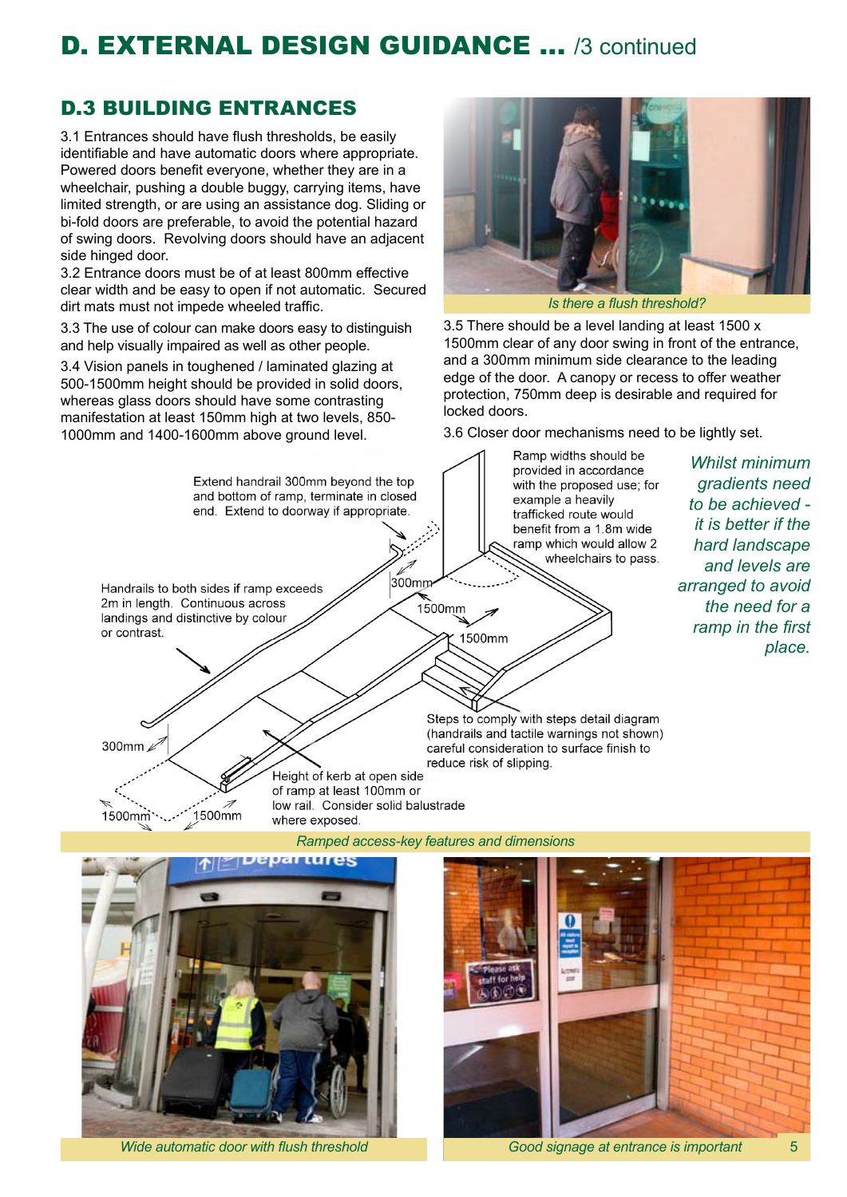# D. EXTERNAL DESIGN GUIDANCE ... /3 continued

## D.3 BUILDING ENTRANCES

3.1 Entrances should have flush thresholds, be easily identifiable and have automatic doors where appropriate. Powered doors benefit everyone, whether they are in a wheelchair, pushing a double buggy, carrying items, have limited strength, or are using an assistance dog. Sliding or bi-fold doors are preferable, to avoid the potential hazard of swing doors. Revolving doors should have an adjacent side hinged door.

3.2 Entrance doors must be of at least 800mm effective clear width and be easy to open if not automatic. Secured dirt mats must not impede wheeled traffic.

3.3 The use of colour can make doors easy to distinguish and help visually impaired as well as other people.

3.4 Vision panels in toughened / laminated glazing at 500-1500mm height should be provided in solid doors, whereas glass doors should have some contrasting manifestation at least 150mm high at two levels, 850-1000mm and 1400-1600mm above ground level.

*Is there a flush threshold?*

3.5 There should be a level landing at least 1500 x 1500mm clear of any door swing in front of the entrance, and a 300mm minimum side clearance to the leading edge of the door. A canopy or recess to offer weather protection, 750mm deep is desirable and required for locked doors.

3.6 Closer door mechanisms need to be lightly set.

Extend handrail 300mm beyond the top and bottom of ramp, terminate in closed end. Extend to doorway if appropriate.

Ramp widths should be provided in accordance with the proposed use; for example a heavily trafficked route would benefit from a 1.8m wide ramp which would allow 2 wheelchairs to pass.

Handrails to both sides if ramp exceeds 2m in length. Continuous across landings and distinctive by colour or contrast.

300mm

1500mm

1500mm

300mm

1500mm

1500mm

Steps to comply with steps detail diagram (handrails and tactile warnings not shown) careful consideration to surface finish to reduce risk of slipping.

Height of kerb at open side of ramp at least 100mm or low rail. Consider solid balustrade where exposed.

*Whilst minimum gradients need to be achieved - it is better if the hard landscape and levels are arranged to avoid the need for a ramp in the first place.*

*Ramped access-key features and dimensions*

*Wide automatic door with flush threshold*

*Good signage at entrance is important*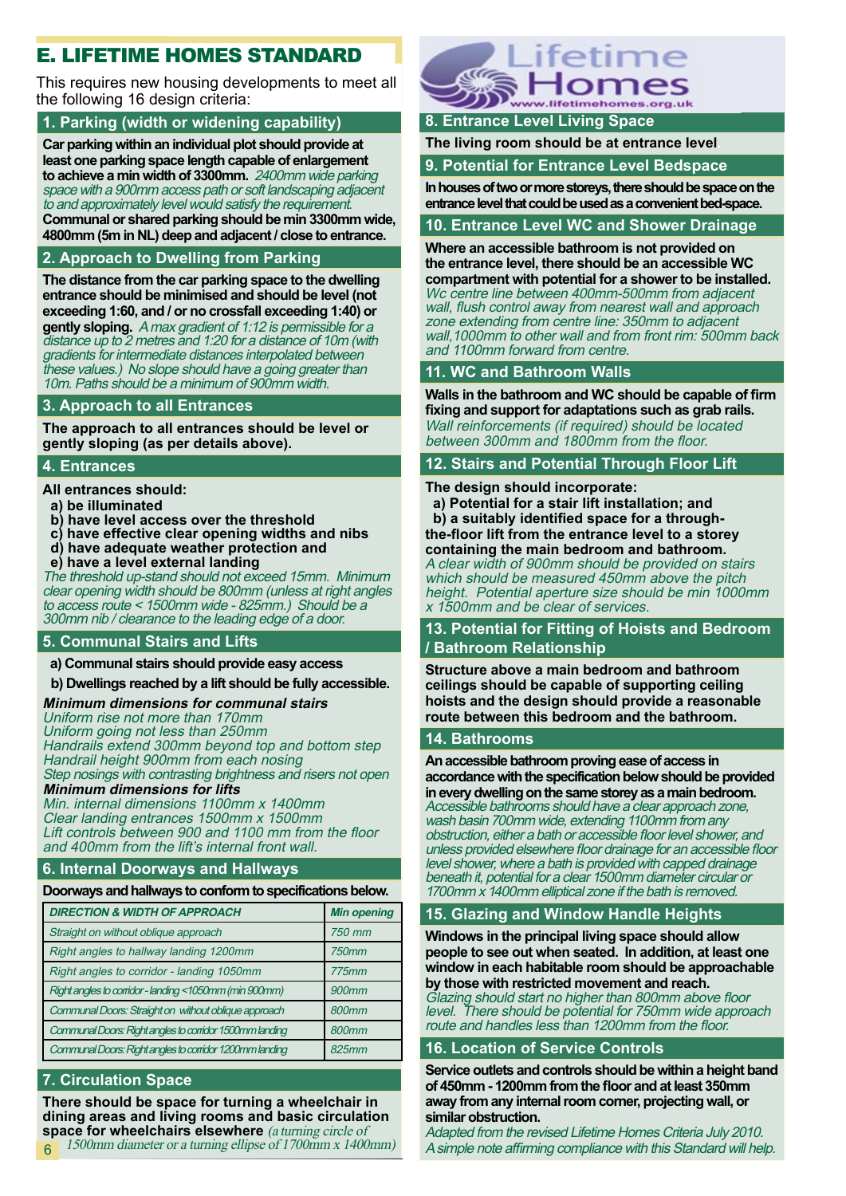# E. LIFETIME HOMES STANDARD

This requires new housing developments to meet all the following 16 design criteria:

## 1. Parking (width or widening capability)

**Car parking within an individual plot should provide at least one parking space length capable of enlargement to achieve a min width of 3300mm.** *2400mm wide parking space with a 900mm access path or soft landscaping adjacent to and approximately level would satisfy the requirement.* **Communal or shared parking should be min 3300mm wide, 4800mm (5m in NL) deep and adjacent / close to entrance.**

## 2. Approach to Dwelling from Parking

**The distance from the car parking space to the dwelling entrance should be minimised and should be level (not exceeding 1:60, and / or no crossfall exceeding 1:40) or gently sloping.** *A max gradient of 1:12 is permissible for a distance up to 2 metres and 1:20 for a distance of 10m (with gradients for intermediate distances interpolated between these values.) No slope should have a going greater than 10m. Paths should be a minimum of 900mm width.*

## 3. Approach to all Entrances

**The approach to all entrances should be level or gently sloping (as per details above).**

## 4. Entrances

**All entrances should:**

**a) be illuminated**
**b) have level access over the threshold**
**c) have effective clear opening widths and nibs**
**d) have adequate weather protection and**
**e) have a level external landing**

*The threshold up-stand should not exceed 15mm. Minimum clear opening width should be 800mm (unless at right angles to access route < 1500mm wide - 825mm.) Should be a 300mm nib / clearance to the leading edge of a door.*

## 5. Communal Stairs and Lifts

**a) Communal stairs should provide easy access**

**b) Dwellings reached by a lift should be fully accessible.**

***Minimum dimensions for communal stairs***
*Uniform rise not more than 170mm*
*Uniform going not less than 250mm*
*Handrails extend 300mm beyond top and bottom step*
*Handrail height 900mm from each nosing*
*Step nosings with contrasting brightness and risers not open*
***Minimum dimensions for lifts***
*Min. internal dimensions 1100mm x 1400mm*
*Clear landing entrances 1500mm x 1500mm*
*Lift controls between 900 and 1100 mm from the floor and 400mm from the lift's internal front wall.*

## 6. Internal Doorways and Hallways

**Doorways and hallways to conform to specifications below.**

| *DIRECTION & WIDTH OF APPROACH* | *Min opening* |
|---|---|
| *Straight on without oblique approach* | *750 mm* |
| *Right angles to hallway landing 1200mm* | *750mm* |
| *Right angles to corridor - landing 1050mm* | *775mm* |
| *Right angles to corridor - landing <1050mm (min 900mm)* | *900mm* |
| *Communal Doors: Straight on without oblique approach* | *800mm* |
| *Communal Doors: Right angles to corridor 1500mm landing* | *800mm* |
| *Communal Doors: Right angles to corridor 1200mm landing* | *825mm* |

## 7. Circulation Space

**There should be space for turning a wheelchair in dining areas and living rooms and basic circulation space for wheelchairs elsewhere** *(a turning circle of 1500mm diameter or a turning ellipse of 1700mm x 1400mm)*

## 8. Entrance Level Living Space

**The living room should be at entrance level**

## 9. Potential for Entrance Level Bedspace

**In houses of two or more storeys, there should be space on the entrance level that could be used as a convenient bed-space.**

## 10. Entrance Level WC and Shower Drainage

**Where an accessible bathroom is not provided on the entrance level, there should be an accessible WC compartment with potential for a shower to be installed.** *Wc centre line between 400mm-500mm from adjacent wall, flush control away from nearest wall and approach zone extending from centre line: 350mm to adjacent wall,1000mm to other wall and from front rim: 500mm back and 1100mm forward from centre.*

## 11. WC and Bathroom Walls

**Walls in the bathroom and WC should be capable of firm fixing and support for adaptations such as grab rails.** *Wall reinforcements (if required) should be located between 300mm and 1800mm from the floor.*

## 12. Stairs and Potential Through Floor Lift

**The design should incorporate:**
**a) Potential for a stair lift installation; and**
**b) a suitably identified space for a through-the-floor lift from the entrance level to a storey containing the main bedroom and bathroom.**
*A clear width of 900mm should be provided on stairs which should be measured 450mm above the pitch height. Potential aperture size should be min 1000mm x 1500mm and be clear of services.*

## 13. Potential for Fitting of Hoists and Bedroom / Bathroom Relationship

**Structure above a main bedroom and bathroom ceilings should be capable of supporting ceiling hoists and the design should provide a reasonable route between this bedroom and the bathroom.**

## 14. Bathrooms

**An accessible bathroom proving ease of access in accordance with the specification below should be provided in every dwelling on the same storey as a main bedroom.** *Accessible bathrooms should have a clear approach zone, wash basin 700mm wide, extending 1100mm from any obstruction, either a bath or accessible floor level shower, and unless provided elsewhere floor drainage for an accessible floor level shower, where a bath is provided with capped drainage beneath it, potential for a clear 1500mm diameter circular or 1700mm x 1400mm elliptical zone if the bath is removed.*

## 15. Glazing and Window Handle Heights

**Windows in the principal living space should allow people to see out when seated. In addition, at least one window in each habitable room should be approachable by those with restricted movement and reach.** *Glazing should start no higher than 800mm above floor level. There should be potential for 750mm wide approach route and handles less than 1200mm from the floor.*

## 16. Location of Service Controls

**Service outlets and controls should be within a height band of 450mm - 1200mm from the floor and at least 350mm away from any internal room corner, projecting wall, or similar obstruction.**

*Adapted from the revised Lifetime Homes Criteria July 2010. A simple note affirming compliance with this Standard will help.*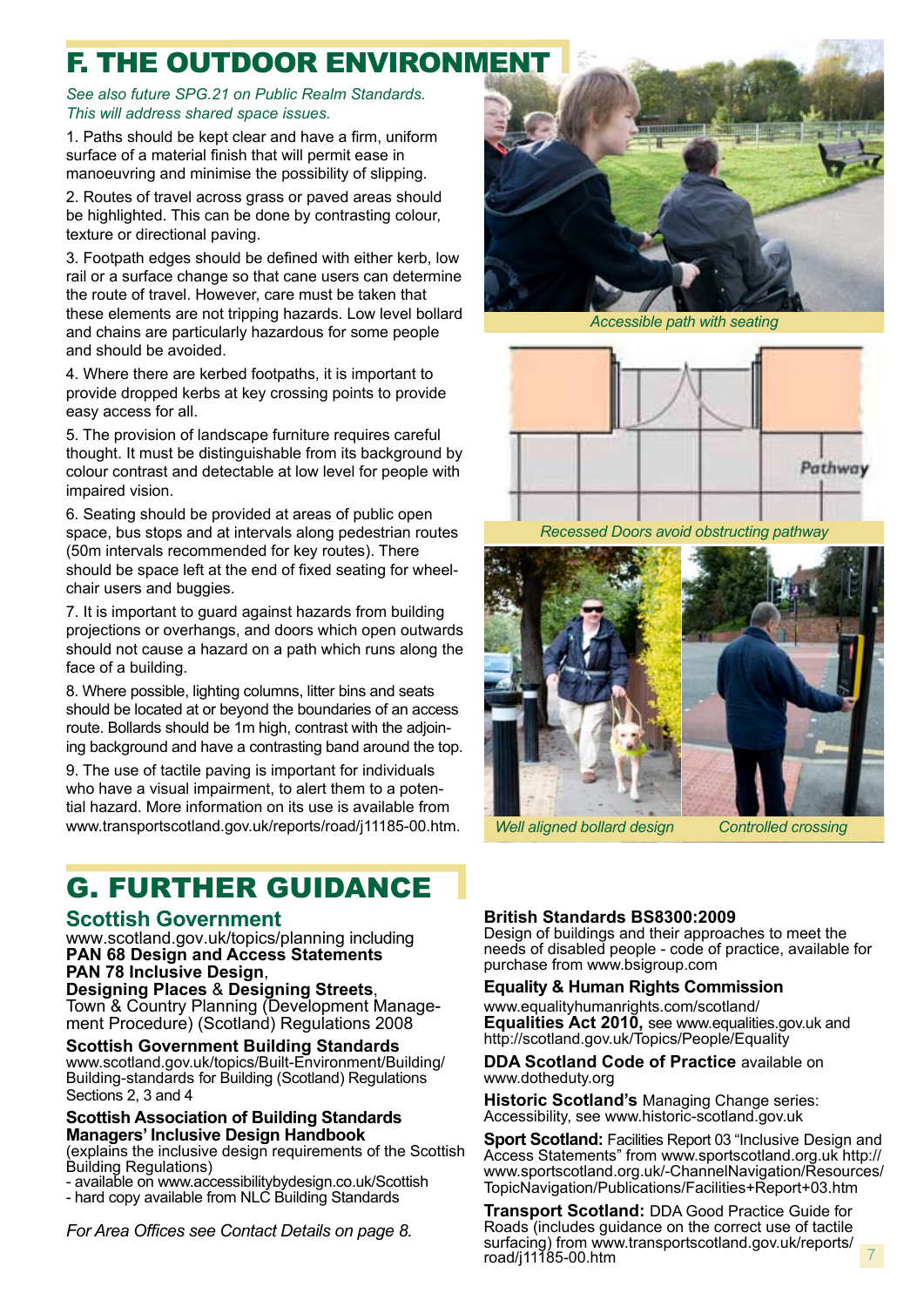# F. THE OUTDOOR ENVIRONMENT

*See also future SPG.21 on Public Realm Standards. This will address shared space issues.*

1. Paths should be kept clear and have a firm, uniform surface of a material finish that will permit ease in manoeuvring and minimise the possibility of slipping.

2. Routes of travel across grass or paved areas should be highlighted. This can be done by contrasting colour, texture or directional paving.

3. Footpath edges should be defined with either kerb, low rail or a surface change so that cane users can determine the route of travel. However, care must be taken that these elements are not tripping hazards. Low level bollard and chains are particularly hazardous for some people and should be avoided.

4. Where there are kerbed footpaths, it is important to provide dropped kerbs at key crossing points to provide easy access for all.

5. The provision of landscape furniture requires careful thought. It must be distinguishable from its background by colour contrast and detectable at low level for people with impaired vision.

6. Seating should be provided at areas of public open space, bus stops and at intervals along pedestrian routes (50m intervals recommended for key routes). There should be space left at the end of fixed seating for wheelchair users and buggies.

7. It is important to guard against hazards from building projections or overhangs, and doors which open outwards should not cause a hazard on a path which runs along the face of a building.

8. Where possible, lighting columns, litter bins and seats should be located at or beyond the boundaries of an access route. Bollards should be 1m high, contrast with the adjoining background and have a contrasting band around the top.

9. The use of tactile paving is important for individuals who have a visual impairment, to alert them to a potential hazard. More information on its use is available from www.transportscotland.gov.uk/reports/road/j11185-00.htm.

*Accessible path with seating*

*Recessed Doors avoid obstructing pathway*

*Well aligned bollard design*

*Controlled crossing*

# G. FURTHER GUIDANCE

## Scottish Government

www.scotland.gov.uk/topics/planning including
**PAN 68 Design and Access Statements**
**PAN 78 Inclusive Design**,
**Designing Places** & **Designing Streets**,
Town & Country Planning (Development Management Procedure) (Scotland) Regulations 2008

**Scottish Government Building Standards**
www.scotland.gov.uk/topics/Built-Environment/Building/Building-standards for Building (Scotland) Regulations Sections 2, 3 and 4

**Scottish Association of Building Standards Managers' Inclusive Design Handbook**
(explains the inclusive design requirements of the Scottish Building Regulations)
- available on www.accessibilitybydesign.co.uk/Scottish
- hard copy available from NLC Building Standards

*For Area Offices see Contact Details on page 8.*

**British Standards BS8300:2009**
Design of buildings and their approaches to meet the needs of disabled people - code of practice, available for purchase from www.bsigroup.com

**Equality & Human Rights Commission**
www.equalityhumanrights.com/scotland/
**Equalities Act 2010,** see www.equalities.gov.uk and http://scotland.gov.uk/Topics/People/Equality

**DDA Scotland Code of Practice** available on www.dotheduty.org

**Historic Scotland's** Managing Change series: Accessibility, see www.historic-scotland.gov.uk

**Sport Scotland:** Facilities Report 03 "Inclusive Design and Access Statements" from www.sportscotland.org.uk http://www.sportscotland.org.uk/-ChannelNavigation/Resources/TopicNavigation/Publications/Facilities+Report+03.htm

**Transport Scotland:** DDA Good Practice Guide for Roads (includes guidance on the correct use of tactile surfacing) from www.transportscotland.gov.uk/reports/road/j11185-00.htm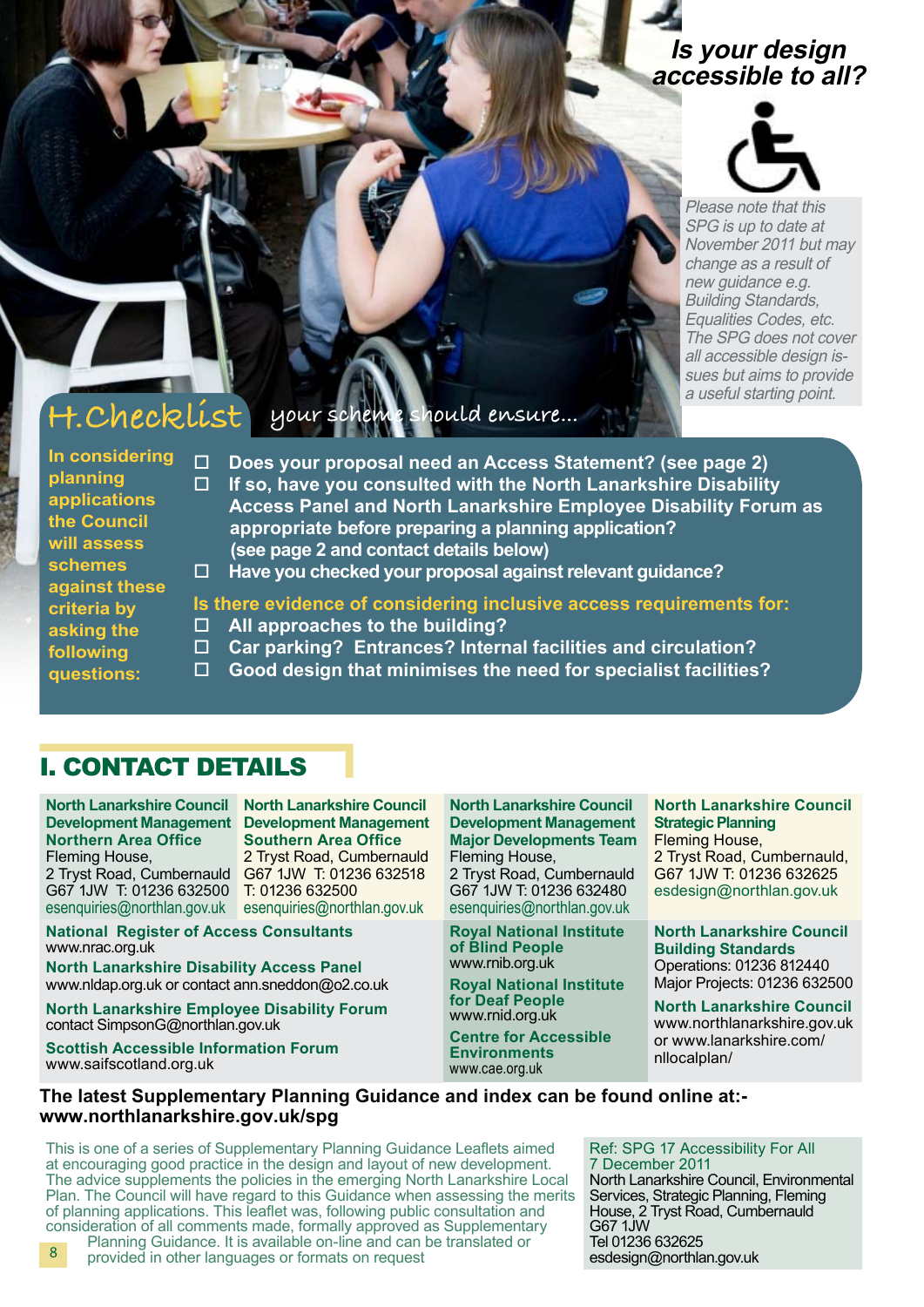## *Is your design accessible to all?*

*Please note that this SPG is up to date at November 2011 but may change as a result of new guidance e.g. Building Standards, Equalities Codes, etc. The SPG does not cover all accessible design issues but aims to provide a useful starting point.*

## H. Checklist

your scheme should ensure...

**In considering planning applications the Council will assess schemes against these criteria by asking the following questions:**

- ☐ **Does your proposal need an Access Statement? (see page 2)**
- ☐ **If so, have you consulted with the North Lanarkshire Disability Access Panel and North Lanarkshire Employee Disability Forum as appropriate before preparing a planning application? (see page 2 and contact details below)**
- ☐ **Have you checked your proposal against relevant guidance?**

**Is there evidence of considering inclusive access requirements for:**

- ☐ **All approaches to the building?**
- ☐ **Car parking? Entrances? Internal facilities and circulation?**
- ☐ **Good design that minimises the need for specialist facilities?**

## I. CONTACT DETAILS

**North Lanarkshire Council Development Management Northern Area Office**
Fleming House,
2 Tryst Road, Cumbernauld
G67 1JW T: 01236 632500
esenquiries@northlan.gov.uk

**North Lanarkshire Council Development Management Southern Area Office**
2 Tryst Road, Cumbernauld
G67 1JW T: 01236 632518
T: 01236 632500
esenquiries@northlan.gov.uk

**North Lanarkshire Council Development Management Major Developments Team**
Fleming House,
2 Tryst Road, Cumbernauld
G67 1JW T: 01236 632480
esenquiries@northlan.gov.uk

**North Lanarkshire Council Strategic Planning**
Fleming House,
2 Tryst Road, Cumbernauld,
G67 1JW T: 01236 632625
esdesign@northlan.gov.uk

**National Register of Access Consultants**
www.nrac.org.uk

**North Lanarkshire Disability Access Panel**
www.nldap.org.uk or contact ann.sneddon@o2.co.uk

**North Lanarkshire Employee Disability Forum**
contact SimpsonG@northlan.gov.uk

**Scottish Accessible Information Forum**
www.saifscotland.org.uk

**Royal National Institute of Blind People**
www.rnib.org.uk

**Royal National Institute for Deaf People**
www.rnid.org.uk

**Centre for Accessible Environments**
www.cae.org.uk

**North Lanarkshire Council Building Standards**
Operations: 01236 812440
Major Projects: 01236 632500

**North Lanarkshire Council**
www.northlanarkshire.gov.uk
or www.lanarkshire.com/nllocalplan/

**The latest Supplementary Planning Guidance and index can be found online at:- www.northlanarkshire.gov.uk/spg**

This is one of a series of Supplementary Planning Guidance Leaflets aimed at encouraging good practice in the design and layout of new development. The advice supplements the policies in the emerging North Lanarkshire Local Plan. The Council will have regard to this Guidance when assessing the merits of planning applications. This leaflet was, following public consultation and consideration of all comments made, formally approved as Supplementary Planning Guidance. It is available on-line and can be translated or provided in other languages or formats on request

Ref: SPG 17 Accessibility For All
7 December 2011
North Lanarkshire Council, Environmental Services, Strategic Planning, Fleming House, 2 Tryst Road, Cumbernauld
G67 1JW
Tel 01236 632625
esdesign@northlan.gov.uk